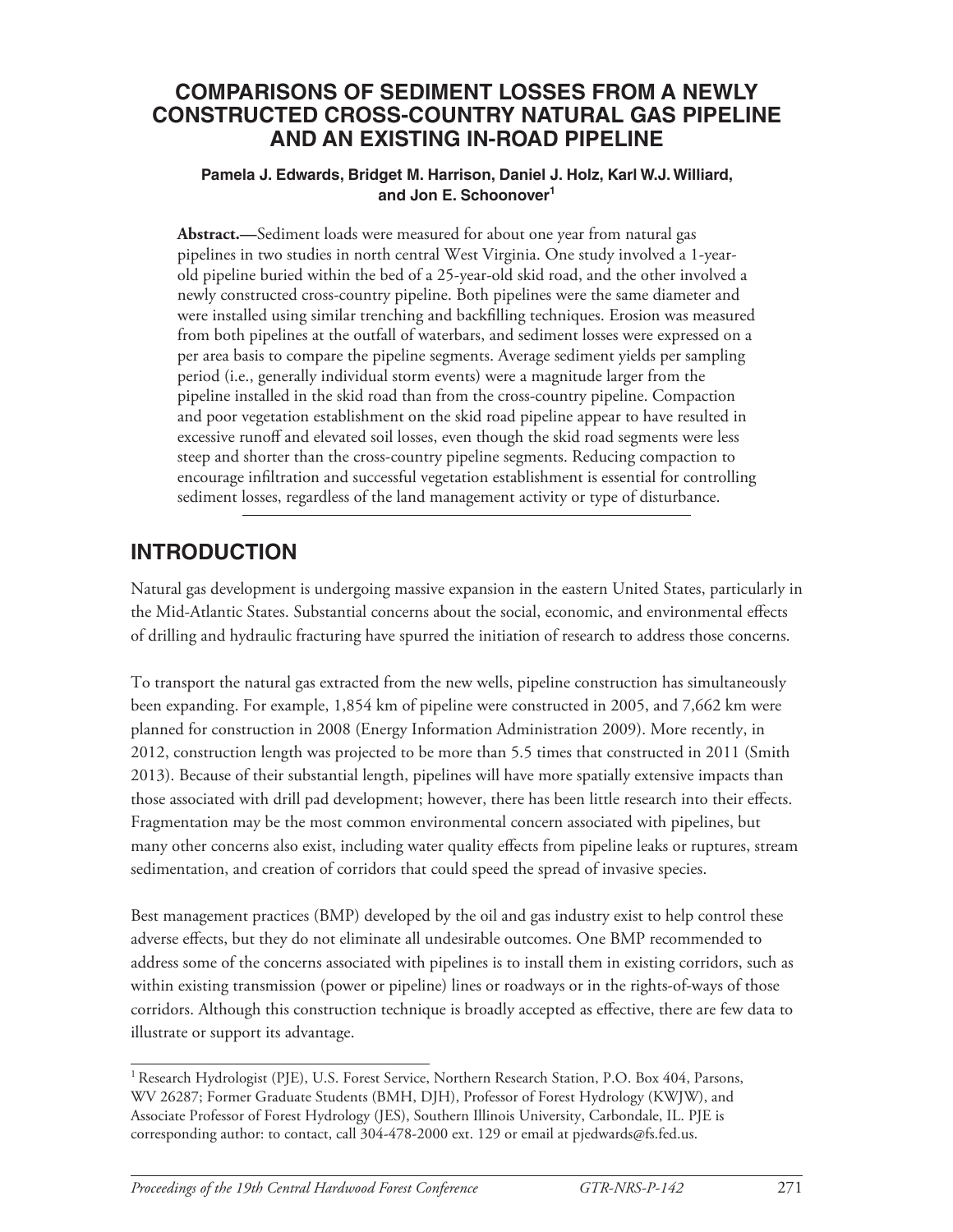# COMPARISONS OF SEDIMENT LOSSES FROM A NEWLY CONSTRUCTED CROSS-COUNTRY NATURAL GAS PIPELINE AND AN EXISTING IN-ROAD PIPELINE

**Pamela J. Edwards, Bridget M. Harrison, Daniel J. Holz, Karl W.J. Williard, and Jon E. Schoonover[1]**

**Abstract.—**Sediment loads were measured for about one year from natural gas pipelines in two studies in north central West Virginia. One study involved a 1-year-old pipeline buried within the bed of a 25-year-old skid road, and the other involved a newly constructed cross-country pipeline. Both pipelines were the same diameter and were installed using similar trenching and backfilling techniques. Erosion was measured from both pipelines at the outfall of waterbars, and sediment losses were expressed on a per area basis to compare the pipeline segments. Average sediment yields per sampling period (i.e., generally individual storm events) were a magnitude larger from the pipeline installed in the skid road than from the cross-country pipeline. Compaction and poor vegetation establishment on the skid road pipeline appear to have resulted in excessive runoff and elevated soil losses, even though the skid road segments were less steep and shorter than the cross-country pipeline segments. Reducing compaction to encourage infiltration and successful vegetation establishment is essential for controlling sediment losses, regardless of the land management activity or type of disturbance.

## INTRODUCTION

Natural gas development is undergoing massive expansion in the eastern United States, particularly in the Mid-Atlantic States. Substantial concerns about the social, economic, and environmental effects of drilling and hydraulic fracturing have spurred the initiation of research to address those concerns.

To transport the natural gas extracted from the new wells, pipeline construction has simultaneously been expanding. For example, 1,854 km of pipeline were constructed in 2005, and 7,662 km were planned for construction in 2008 (Energy Information Administration 2009). More recently, in 2012, construction length was projected to be more than 5.5 times that constructed in 2011 (Smith 2013). Because of their substantial length, pipelines will have more spatially extensive impacts than those associated with drill pad development; however, there has been little research into their effects. Fragmentation may be the most common environmental concern associated with pipelines, but many other concerns also exist, including water quality effects from pipeline leaks or ruptures, stream sedimentation, and creation of corridors that could speed the spread of invasive species.

Best management practices (BMP) developed by the oil and gas industry exist to help control these adverse effects, but they do not eliminate all undesirable outcomes. One BMP recommended to address some of the concerns associated with pipelines is to install them in existing corridors, such as within existing transmission (power or pipeline) lines or roadways or in the rights-of-ways of those corridors. Although this construction technique is broadly accepted as effective, there are few data to illustrate or support its advantage.

[1] Research Hydrologist (PJE), U.S. Forest Service, Northern Research Station, P.O. Box 404, Parsons, WV 26287; Former Graduate Students (BMH, DJH), Professor of Forest Hydrology (KWJW), and Associate Professor of Forest Hydrology (JES), Southern Illinois University, Carbondale, IL. PJE is corresponding author: to contact, call 304-478-2000 ext. 129 or email at pjedwards@fs.fed.us.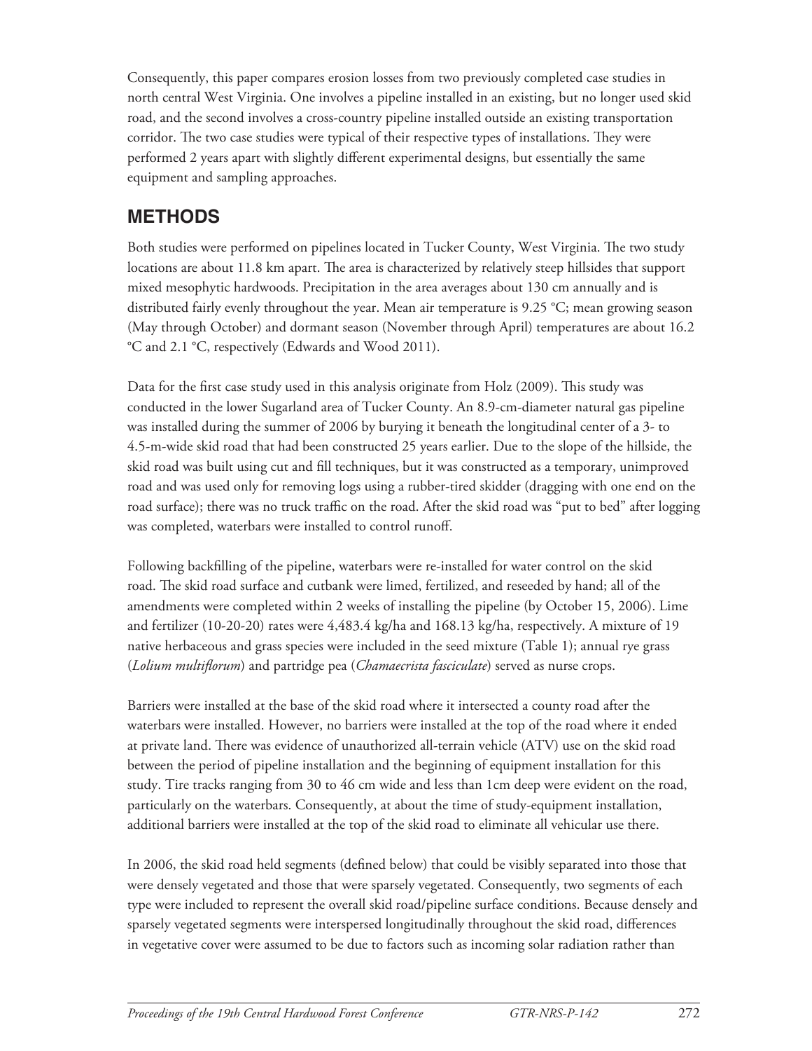Consequently, this paper compares erosion losses from two previously completed case studies in north central West Virginia. One involves a pipeline installed in an existing, but no longer used skid road, and the second involves a cross-country pipeline installed outside an existing transportation corridor. The two case studies were typical of their respective types of installations. They were performed 2 years apart with slightly different experimental designs, but essentially the same equipment and sampling approaches.

## METHODS

Both studies were performed on pipelines located in Tucker County, West Virginia. The two study locations are about 11.8 km apart. The area is characterized by relatively steep hillsides that support mixed mesophytic hardwoods. Precipitation in the area averages about 130 cm annually and is distributed fairly evenly throughout the year. Mean air temperature is 9.25 °C; mean growing season (May through October) and dormant season (November through April) temperatures are about 16.2 °C and 2.1 °C, respectively (Edwards and Wood 2011).

Data for the first case study used in this analysis originate from Holz (2009). This study was conducted in the lower Sugarland area of Tucker County. An 8.9-cm-diameter natural gas pipeline was installed during the summer of 2006 by burying it beneath the longitudinal center of a 3- to 4.5-m-wide skid road that had been constructed 25 years earlier. Due to the slope of the hillside, the skid road was built using cut and fill techniques, but it was constructed as a temporary, unimproved road and was used only for removing logs using a rubber-tired skidder (dragging with one end on the road surface); there was no truck traffic on the road. After the skid road was "put to bed" after logging was completed, waterbars were installed to control runoff.

Following backfilling of the pipeline, waterbars were re-installed for water control on the skid road. The skid road surface and cutbank were limed, fertilized, and reseeded by hand; all of the amendments were completed within 2 weeks of installing the pipeline (by October 15, 2006). Lime and fertilizer (10-20-20) rates were 4,483.4 kg/ha and 168.13 kg/ha, respectively. A mixture of 19 native herbaceous and grass species were included in the seed mixture (Table 1); annual rye grass (*Lolium multiflorum*) and partridge pea (*Chamaecrista fasciculate*) served as nurse crops.

Barriers were installed at the base of the skid road where it intersected a county road after the waterbars were installed. However, no barriers were installed at the top of the road where it ended at private land. There was evidence of unauthorized all-terrain vehicle (ATV) use on the skid road between the period of pipeline installation and the beginning of equipment installation for this study. Tire tracks ranging from 30 to 46 cm wide and less than 1cm deep were evident on the road, particularly on the waterbars. Consequently, at about the time of study-equipment installation, additional barriers were installed at the top of the skid road to eliminate all vehicular use there.

In 2006, the skid road held segments (defined below) that could be visibly separated into those that were densely vegetated and those that were sparsely vegetated. Consequently, two segments of each type were included to represent the overall skid road/pipeline surface conditions. Because densely and sparsely vegetated segments were interspersed longitudinally throughout the skid road, differences in vegetative cover were assumed to be due to factors such as incoming solar radiation rather than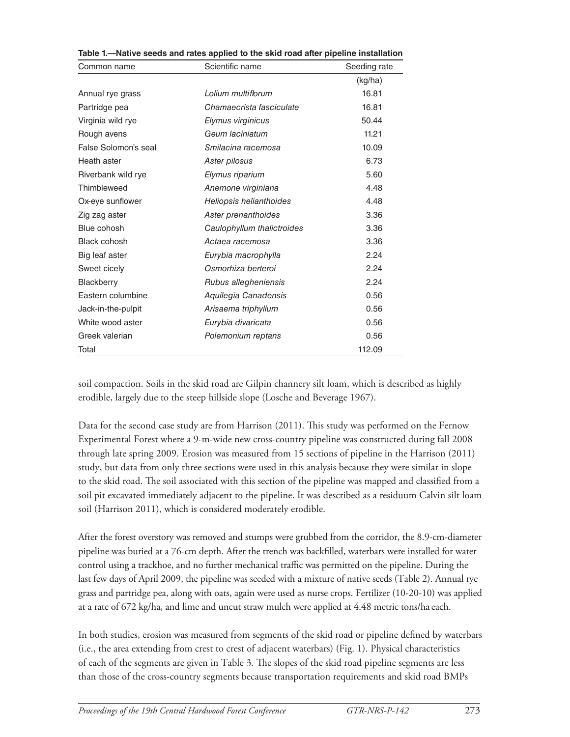**Table 1.—Native seeds and rates applied to the skid road after pipeline installation**

| Common name | Scientific name | Seeding rate |
|---|---|---|
| | | (kg/ha) |
| Annual rye grass | *Lolium multiflorum* | 16.81 |
| Partridge pea | *Chamaecrista fasciculate* | 16.81 |
| Virginia wild rye | *Elymus virginicus* | 50.44 |
| Rough avens | *Geum laciniatum* | 11.21 |
| False Solomon's seal | *Smilacina racemosa* | 10.09 |
| Heath aster | *Aster pilosus* | 6.73 |
| Riverbank wild rye | *Elymus riparium* | 5.60 |
| Thimbleweed | *Anemone virginiana* | 4.48 |
| Ox-eye sunflower | *Heliopsis helianthoides* | 4.48 |
| Zig zag aster | *Aster prenanthoides* | 3.36 |
| Blue cohosh | *Caulophyllum thalictroides* | 3.36 |
| Black cohosh | *Actaea racemosa* | 3.36 |
| Big leaf aster | *Eurybia macrophylla* | 2.24 |
| Sweet cicely | *Osmorhiza berteroi* | 2.24 |
| Blackberry | *Rubus allegheniensis* | 2.24 |
| Eastern columbine | *Aquilegia Canadensis* | 0.56 |
| Jack-in-the-pulpit | *Arisaema triphyllum* | 0.56 |
| White wood aster | *Eurybia divaricata* | 0.56 |
| Greek valerian | *Polemonium reptans* | 0.56 |
| Total | | 112.09 |

soil compaction. Soils in the skid road are Gilpin channery silt loam, which is described as highly erodible, largely due to the steep hillside slope (Losche and Beverage 1967).

Data for the second case study are from Harrison (2011). This study was performed on the Fernow Experimental Forest where a 9-m-wide new cross-country pipeline was constructed during fall 2008 through late spring 2009. Erosion was measured from 15 sections of pipeline in the Harrison (2011) study, but data from only three sections were used in this analysis because they were similar in slope to the skid road. The soil associated with this section of the pipeline was mapped and classified from a soil pit excavated immediately adjacent to the pipeline. It was described as a residuum Calvin silt loam soil (Harrison 2011), which is considered moderately erodible.

After the forest overstory was removed and stumps were grubbed from the corridor, the 8.9-cm-diameter pipeline was buried at a 76-cm depth. After the trench was backfilled, waterbars were installed for water control using a trackhoe, and no further mechanical traffic was permitted on the pipeline. During the last few days of April 2009, the pipeline was seeded with a mixture of native seeds (Table 2). Annual rye grass and partridge pea, along with oats, again were used as nurse crops. Fertilizer (10-20-10) was applied at a rate of 672 kg/ha, and lime and uncut straw mulch were applied at 4.48 metric tons/ha each.

In both studies, erosion was measured from segments of the skid road or pipeline defined by waterbars (i.e., the area extending from crest to crest of adjacent waterbars) (Fig. 1). Physical characteristics of each of the segments are given in Table 3. The slopes of the skid road pipeline segments are less than those of the cross-country segments because transportation requirements and skid road BMPs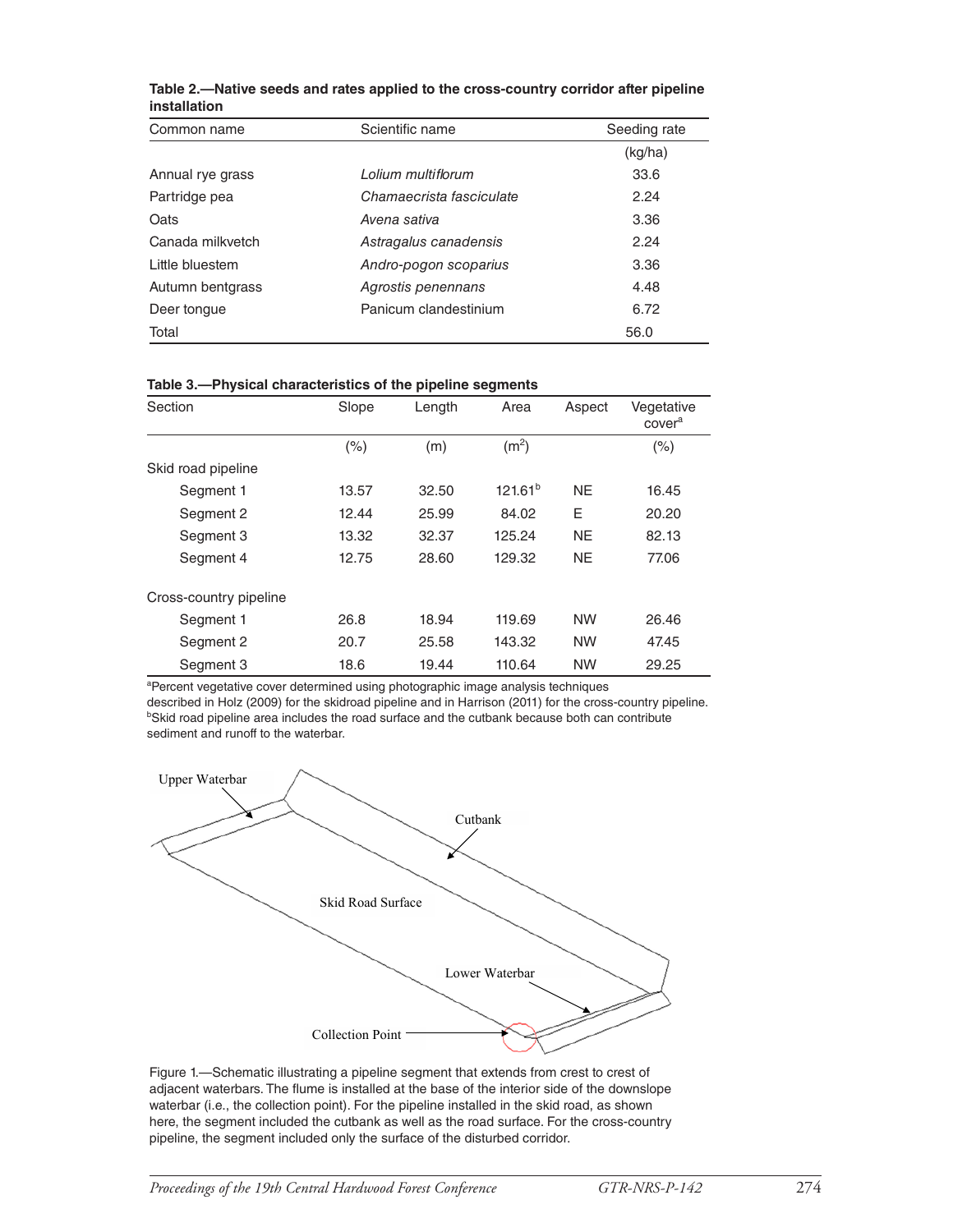**Table 2.—Native seeds and rates applied to the cross-country corridor after pipeline installation**

| Common name | Scientific name | Seeding rate |
|---|---|---|
| | | (kg/ha) |
| Annual rye grass | *Lolium multiflorum* | 33.6 |
| Partridge pea | *Chamaecrista fasciculate* | 2.24 |
| Oats | *Avena sativa* | 3.36 |
| Canada milkvetch | *Astragalus canadensis* | 2.24 |
| Little bluestem | *Andro-pogon scoparius* | 3.36 |
| Autumn bentgrass | *Agrostis penennans* | 4.48 |
| Deer tongue | Panicum clandestinium | 6.72 |
| Total | | 56.0 |

**Table 3.—Physical characteristics of the pipeline segments**

| Section | Slope | Length | Area | Aspect | Vegetative cover[a] |
|---|---|---|---|---|---|
| | (%) | (m) | ($m^2$) | | (%) |
| Skid road pipeline | | | | | |
| Segment 1 | 13.57 | 32.50 | 121.61[b] | NE | 16.45 |
| Segment 2 | 12.44 | 25.99 | 84.02 | E | 20.20 |
| Segment 3 | 13.32 | 32.37 | 125.24 | NE | 82.13 |
| Segment 4 | 12.75 | 28.60 | 129.32 | NE | 77.06 |
| Cross-country pipeline | | | | | |
| Segment 1 | 26.8 | 18.94 | 119.69 | NW | 26.46 |
| Segment 2 | 20.7 | 25.58 | 143.32 | NW | 47.45 |
| Segment 3 | 18.6 | 19.44 | 110.64 | NW | 29.25 |

[a]Percent vegetative cover determined using photographic image analysis techniques described in Holz (2009) for the skidroad pipeline and in Harrison (2011) for the cross-country pipeline.
[b]Skid road pipeline area includes the road surface and the cutbank because both can contribute sediment and runoff to the waterbar.

Figure 1.—Schematic illustrating a pipeline segment that extends from crest to crest of adjacent waterbars. The flume is installed at the base of the interior side of the downslope waterbar (i.e., the collection point). For the pipeline installed in the skid road, as shown here, the segment included the cutbank as well as the road surface. For the cross-country pipeline, the segment included only the surface of the disturbed corridor.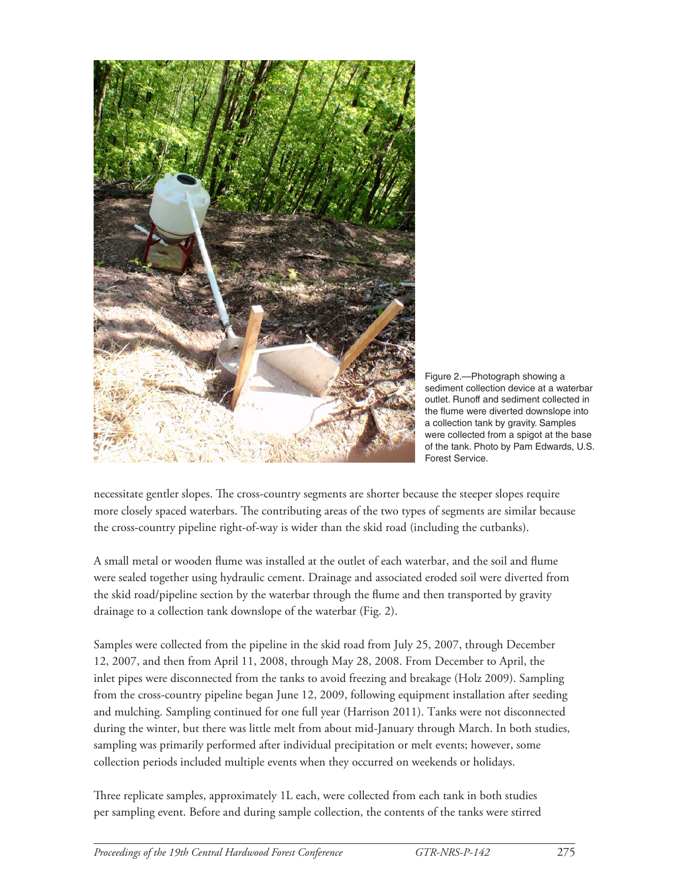Figure 2.—Photograph showing a sediment collection device at a waterbar outlet. Runoff and sediment collected in the flume were diverted downslope into a collection tank by gravity. Samples were collected from a spigot at the base of the tank. Photo by Pam Edwards, U.S. Forest Service.

necessitate gentler slopes. The cross-country segments are shorter because the steeper slopes require more closely spaced waterbars. The contributing areas of the two types of segments are similar because the cross-country pipeline right-of-way is wider than the skid road (including the cutbanks).

A small metal or wooden flume was installed at the outlet of each waterbar, and the soil and flume were sealed together using hydraulic cement. Drainage and associated eroded soil were diverted from the skid road/pipeline section by the waterbar through the flume and then transported by gravity drainage to a collection tank downslope of the waterbar (Fig. 2).

Samples were collected from the pipeline in the skid road from July 25, 2007, through December 12, 2007, and then from April 11, 2008, through May 28, 2008. From December to April, the inlet pipes were disconnected from the tanks to avoid freezing and breakage (Holz 2009). Sampling from the cross-country pipeline began June 12, 2009, following equipment installation after seeding and mulching. Sampling continued for one full year (Harrison 2011). Tanks were not disconnected during the winter, but there was little melt from about mid-January through March. In both studies, sampling was primarily performed after individual precipitation or melt events; however, some collection periods included multiple events when they occurred on weekends or holidays.

Three replicate samples, approximately 1L each, were collected from each tank in both studies per sampling event. Before and during sample collection, the contents of the tanks were stirred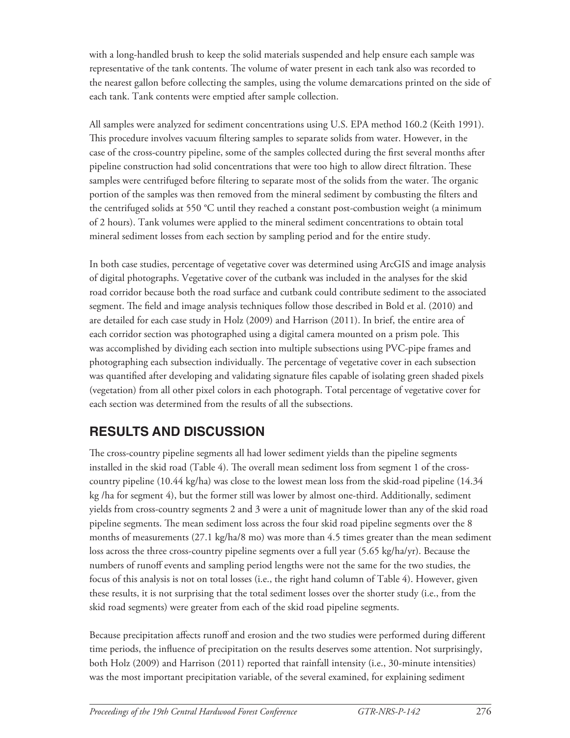with a long-handled brush to keep the solid materials suspended and help ensure each sample was representative of the tank contents. The volume of water present in each tank also was recorded to the nearest gallon before collecting the samples, using the volume demarcations printed on the side of each tank. Tank contents were emptied after sample collection.

All samples were analyzed for sediment concentrations using U.S. EPA method 160.2 (Keith 1991). This procedure involves vacuum filtering samples to separate solids from water. However, in the case of the cross-country pipeline, some of the samples collected during the first several months after pipeline construction had solid concentrations that were too high to allow direct filtration. These samples were centrifuged before filtering to separate most of the solids from the water. The organic portion of the samples was then removed from the mineral sediment by combusting the filters and the centrifuged solids at 550 °C until they reached a constant post-combustion weight (a minimum of 2 hours). Tank volumes were applied to the mineral sediment concentrations to obtain total mineral sediment losses from each section by sampling period and for the entire study.

In both case studies, percentage of vegetative cover was determined using ArcGIS and image analysis of digital photographs. Vegetative cover of the cutbank was included in the analyses for the skid road corridor because both the road surface and cutbank could contribute sediment to the associated segment. The field and image analysis techniques follow those described in Bold et al. (2010) and are detailed for each case study in Holz (2009) and Harrison (2011). In brief, the entire area of each corridor section was photographed using a digital camera mounted on a prism pole. This was accomplished by dividing each section into multiple subsections using PVC-pipe frames and photographing each subsection individually. The percentage of vegetative cover in each subsection was quantified after developing and validating signature files capable of isolating green shaded pixels (vegetation) from all other pixel colors in each photograph. Total percentage of vegetative cover for each section was determined from the results of all the subsections.

## RESULTS AND DISCUSSION

The cross-country pipeline segments all had lower sediment yields than the pipeline segments installed in the skid road (Table 4). The overall mean sediment loss from segment 1 of the cross-country pipeline (10.44 kg/ha) was close to the lowest mean loss from the skid-road pipeline (14.34 kg /ha for segment 4), but the former still was lower by almost one-third. Additionally, sediment yields from cross-country segments 2 and 3 were a unit of magnitude lower than any of the skid road pipeline segments. The mean sediment loss across the four skid road pipeline segments over the 8 months of measurements (27.1 kg/ha/8 mo) was more than 4.5 times greater than the mean sediment loss across the three cross-country pipeline segments over a full year (5.65 kg/ha/yr). Because the numbers of runoff events and sampling period lengths were not the same for the two studies, the focus of this analysis is not on total losses (i.e., the right hand column of Table 4). However, given these results, it is not surprising that the total sediment losses over the shorter study (i.e., from the skid road segments) were greater from each of the skid road pipeline segments.

Because precipitation affects runoff and erosion and the two studies were performed during different time periods, the influence of precipitation on the results deserves some attention. Not surprisingly, both Holz (2009) and Harrison (2011) reported that rainfall intensity (i.e., 30-minute intensities) was the most important precipitation variable, of the several examined, for explaining sediment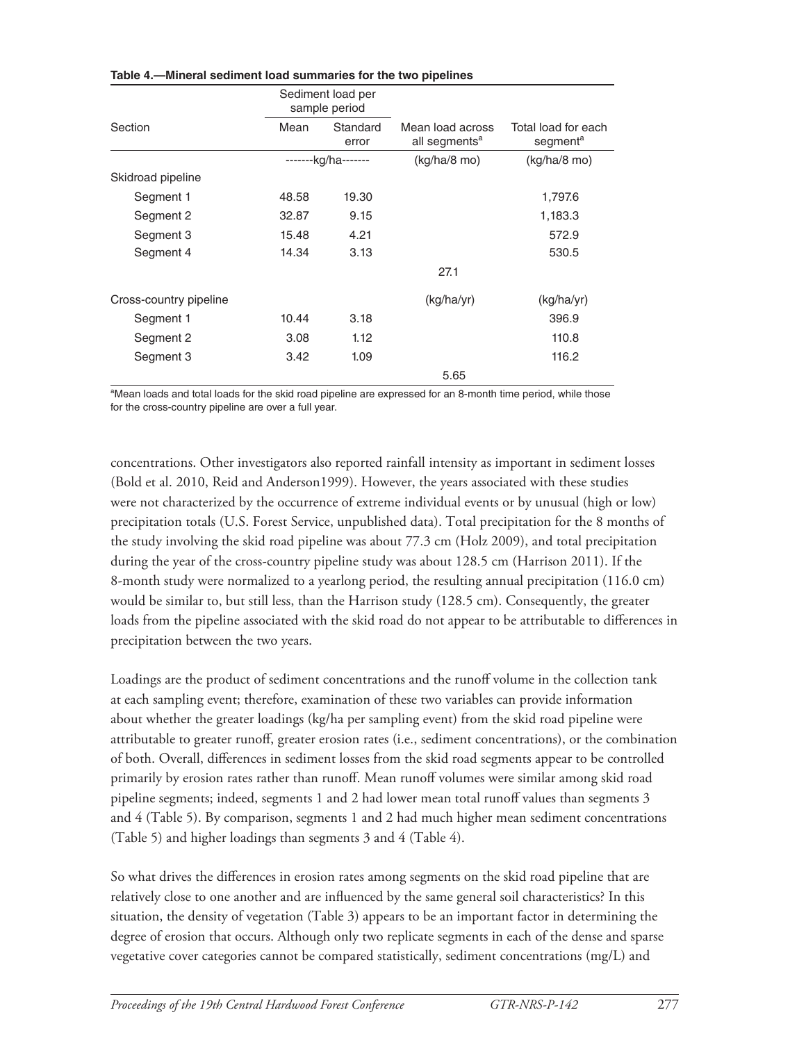**Table 4.—Mineral sediment load summaries for the two pipelines**

| Section | Sediment load per sample period | | | |
|---|---|---|---|---|
| | Mean | Standard error | Mean load across all segments[a] | Total load for each segment[a] |
| | -------kg/ha------- | | (kg/ha/8 mo) | (kg/ha/8 mo) |
| Skidroad pipeline | | | | |
| Segment 1 | 48.58 | 19.30 | | 1,797.6 |
| Segment 2 | 32.87 | 9.15 | | 1,183.3 |
| Segment 3 | 15.48 | 4.21 | | 572.9 |
| Segment 4 | 14.34 | 3.13 | | 530.5 |
| | | | 27.1 | |
| Cross-country pipeline | | | (kg/ha/yr) | (kg/ha/yr) |
| Segment 1 | 10.44 | 3.18 | | 396.9 |
| Segment 2 | 3.08 | 1.12 | | 110.8 |
| Segment 3 | 3.42 | 1.09 | | 116.2 |
| | | | 5.65 | |

[a]Mean loads and total loads for the skid road pipeline are expressed for an 8-month time period, while those for the cross-country pipeline are over a full year.

concentrations. Other investigators also reported rainfall intensity as important in sediment losses (Bold et al. 2010, Reid and Anderson1999). However, the years associated with these studies were not characterized by the occurrence of extreme individual events or by unusual (high or low) precipitation totals (U.S. Forest Service, unpublished data). Total precipitation for the 8 months of the study involving the skid road pipeline was about 77.3 cm (Holz 2009), and total precipitation during the year of the cross-country pipeline study was about 128.5 cm (Harrison 2011). If the 8-month study were normalized to a yearlong period, the resulting annual precipitation (116.0 cm) would be similar to, but still less, than the Harrison study (128.5 cm). Consequently, the greater loads from the pipeline associated with the skid road do not appear to be attributable to differences in precipitation between the two years.

Loadings are the product of sediment concentrations and the runoff volume in the collection tank at each sampling event; therefore, examination of these two variables can provide information about whether the greater loadings (kg/ha per sampling event) from the skid road pipeline were attributable to greater runoff, greater erosion rates (i.e., sediment concentrations), or the combination of both. Overall, differences in sediment losses from the skid road segments appear to be controlled primarily by erosion rates rather than runoff. Mean runoff volumes were similar among skid road pipeline segments; indeed, segments 1 and 2 had lower mean total runoff values than segments 3 and 4 (Table 5). By comparison, segments 1 and 2 had much higher mean sediment concentrations (Table 5) and higher loadings than segments 3 and 4 (Table 4).

So what drives the differences in erosion rates among segments on the skid road pipeline that are relatively close to one another and are influenced by the same general soil characteristics? In this situation, the density of vegetation (Table 3) appears to be an important factor in determining the degree of erosion that occurs. Although only two replicate segments in each of the dense and sparse vegetative cover categories cannot be compared statistically, sediment concentrations (mg/L) and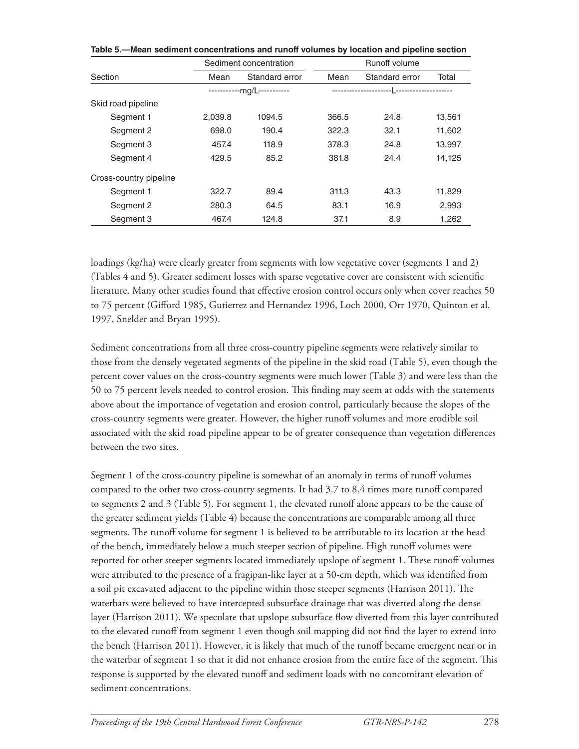**Table 5.—Mean sediment concentrations and runoff volumes by location and pipeline section**

| Section | Sediment concentration | | Runoff volume | | |
|---|---|---|---|---|---|
| | Mean | Standard error | Mean | Standard error | Total |
| | -----------mg/L----------- | | ---------------------L-------------------- | | |
| Skid road pipeline | | | | | |
| Segment 1 | 2,039.8 | 1094.5 | 366.5 | 24.8 | 13,561 |
| Segment 2 | 698.0 | 190.4 | 322.3 | 32.1 | 11,602 |
| Segment 3 | 457.4 | 118.9 | 378.3 | 24.8 | 13,997 |
| Segment 4 | 429.5 | 85.2 | 381.8 | 24.4 | 14,125 |
| Cross-country pipeline | | | | | |
| Segment 1 | 322.7 | 89.4 | 311.3 | 43.3 | 11,829 |
| Segment 2 | 280.3 | 64.5 | 83.1 | 16.9 | 2,993 |
| Segment 3 | 467.4 | 124.8 | 37.1 | 8.9 | 1,262 |

loadings (kg/ha) were clearly greater from segments with low vegetative cover (segments 1 and 2) (Tables 4 and 5). Greater sediment losses with sparse vegetative cover are consistent with scientific literature. Many other studies found that effective erosion control occurs only when cover reaches 50 to 75 percent (Gifford 1985, Gutierrez and Hernandez 1996, Loch 2000, Orr 1970, Quinton et al. 1997, Snelder and Bryan 1995).

Sediment concentrations from all three cross-country pipeline segments were relatively similar to those from the densely vegetated segments of the pipeline in the skid road (Table 5), even though the percent cover values on the cross-country segments were much lower (Table 3) and were less than the 50 to 75 percent levels needed to control erosion. This finding may seem at odds with the statements above about the importance of vegetation and erosion control, particularly because the slopes of the cross-country segments were greater. However, the higher runoff volumes and more erodible soil associated with the skid road pipeline appear to be of greater consequence than vegetation differences between the two sites.

Segment 1 of the cross-country pipeline is somewhat of an anomaly in terms of runoff volumes compared to the other two cross-country segments. It had 3.7 to 8.4 times more runoff compared to segments 2 and 3 (Table 5). For segment 1, the elevated runoff alone appears to be the cause of the greater sediment yields (Table 4) because the concentrations are comparable among all three segments. The runoff volume for segment 1 is believed to be attributable to its location at the head of the bench, immediately below a much steeper section of pipeline. High runoff volumes were reported for other steeper segments located immediately upslope of segment 1. These runoff volumes were attributed to the presence of a fragipan-like layer at a 50-cm depth, which was identified from a soil pit excavated adjacent to the pipeline within those steeper segments (Harrison 2011). The waterbars were believed to have intercepted subsurface drainage that was diverted along the dense layer (Harrison 2011). We speculate that upslope subsurface flow diverted from this layer contributed to the elevated runoff from segment 1 even though soil mapping did not find the layer to extend into the bench (Harrison 2011). However, it is likely that much of the runoff became emergent near or in the waterbar of segment 1 so that it did not enhance erosion from the entire face of the segment. This response is supported by the elevated runoff and sediment loads with no concomitant elevation of sediment concentrations.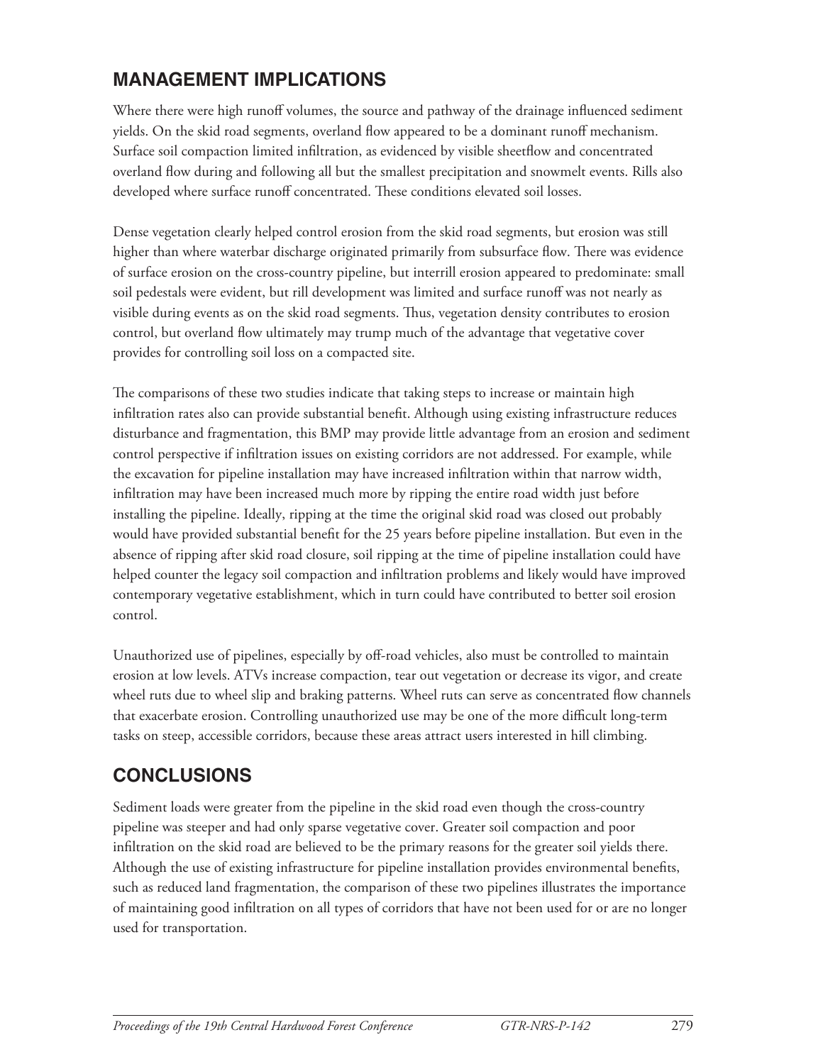## MANAGEMENT IMPLICATIONS

Where there were high runoff volumes, the source and pathway of the drainage influenced sediment yields. On the skid road segments, overland flow appeared to be a dominant runoff mechanism. Surface soil compaction limited infiltration, as evidenced by visible sheetflow and concentrated overland flow during and following all but the smallest precipitation and snowmelt events. Rills also developed where surface runoff concentrated. These conditions elevated soil losses.

Dense vegetation clearly helped control erosion from the skid road segments, but erosion was still higher than where waterbar discharge originated primarily from subsurface flow. There was evidence of surface erosion on the cross-country pipeline, but interrill erosion appeared to predominate: small soil pedestals were evident, but rill development was limited and surface runoff was not nearly as visible during events as on the skid road segments. Thus, vegetation density contributes to erosion control, but overland flow ultimately may trump much of the advantage that vegetative cover provides for controlling soil loss on a compacted site.

The comparisons of these two studies indicate that taking steps to increase or maintain high infiltration rates also can provide substantial benefit. Although using existing infrastructure reduces disturbance and fragmentation, this BMP may provide little advantage from an erosion and sediment control perspective if infiltration issues on existing corridors are not addressed. For example, while the excavation for pipeline installation may have increased infiltration within that narrow width, infiltration may have been increased much more by ripping the entire road width just before installing the pipeline. Ideally, ripping at the time the original skid road was closed out probably would have provided substantial benefit for the 25 years before pipeline installation. But even in the absence of ripping after skid road closure, soil ripping at the time of pipeline installation could have helped counter the legacy soil compaction and infiltration problems and likely would have improved contemporary vegetative establishment, which in turn could have contributed to better soil erosion control.

Unauthorized use of pipelines, especially by off-road vehicles, also must be controlled to maintain erosion at low levels. ATVs increase compaction, tear out vegetation or decrease its vigor, and create wheel ruts due to wheel slip and braking patterns. Wheel ruts can serve as concentrated flow channels that exacerbate erosion. Controlling unauthorized use may be one of the more difficult long-term tasks on steep, accessible corridors, because these areas attract users interested in hill climbing.

## CONCLUSIONS

Sediment loads were greater from the pipeline in the skid road even though the cross-country pipeline was steeper and had only sparse vegetative cover. Greater soil compaction and poor infiltration on the skid road are believed to be the primary reasons for the greater soil yields there. Although the use of existing infrastructure for pipeline installation provides environmental benefits, such as reduced land fragmentation, the comparison of these two pipelines illustrates the importance of maintaining good infiltration on all types of corridors that have not been used for or are no longer used for transportation.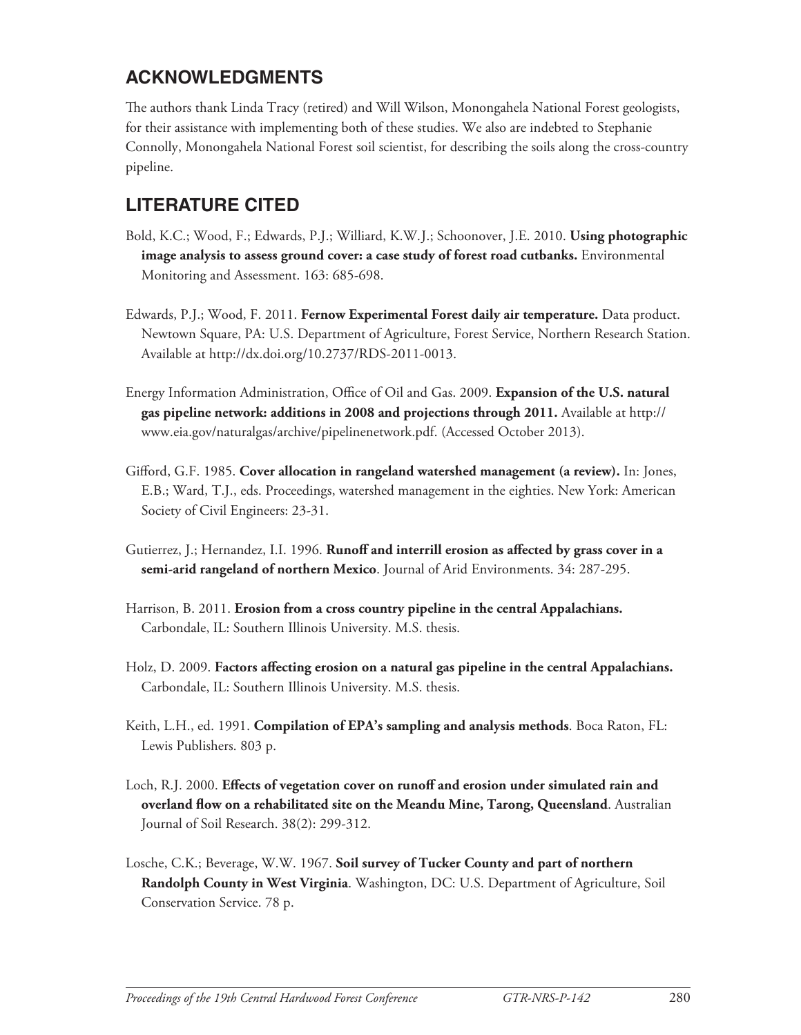## ACKNOWLEDGMENTS

The authors thank Linda Tracy (retired) and Will Wilson, Monongahela National Forest geologists, for their assistance with implementing both of these studies. We also are indebted to Stephanie Connolly, Monongahela National Forest soil scientist, for describing the soils along the cross-country pipeline.

## LITERATURE CITED

Bold, K.C.; Wood, F.; Edwards, P.J.; Williard, K.W.J.; Schoonover, J.E. 2010. **Using photographic image analysis to assess ground cover: a case study of forest road cutbanks.** Environmental Monitoring and Assessment. 163: 685-698.

Edwards, P.J.; Wood, F. 2011. **Fernow Experimental Forest daily air temperature.** Data product. Newtown Square, PA: U.S. Department of Agriculture, Forest Service, Northern Research Station. Available at http://dx.doi.org/10.2737/RDS-2011-0013.

Energy Information Administration, Office of Oil and Gas. 2009. **Expansion of the U.S. natural gas pipeline network: additions in 2008 and projections through 2011.** Available at http://www.eia.gov/naturalgas/archive/pipelinenetwork.pdf. (Accessed October 2013).

Gifford, G.F. 1985. **Cover allocation in rangeland watershed management (a review).** In: Jones, E.B.; Ward, T.J., eds. Proceedings, watershed management in the eighties. New York: American Society of Civil Engineers: 23-31.

Gutierrez, J.; Hernandez, I.I. 1996. **Runoff and interrill erosion as affected by grass cover in a semi-arid rangeland of northern Mexico**. Journal of Arid Environments. 34: 287-295.

Harrison, B. 2011. **Erosion from a cross country pipeline in the central Appalachians.** Carbondale, IL: Southern Illinois University. M.S. thesis.

Holz, D. 2009. **Factors affecting erosion on a natural gas pipeline in the central Appalachians.** Carbondale, IL: Southern Illinois University. M.S. thesis.

Keith, L.H., ed. 1991. **Compilation of EPA's sampling and analysis methods**. Boca Raton, FL: Lewis Publishers. 803 p.

Loch, R.J. 2000. **Effects of vegetation cover on runoff and erosion under simulated rain and overland flow on a rehabilitated site on the Meandu Mine, Tarong, Queensland**. Australian Journal of Soil Research. 38(2): 299-312.

Losche, C.K.; Beverage, W.W. 1967. **Soil survey of Tucker County and part of northern Randolph County in West Virginia**. Washington, DC: U.S. Department of Agriculture, Soil Conservation Service. 78 p.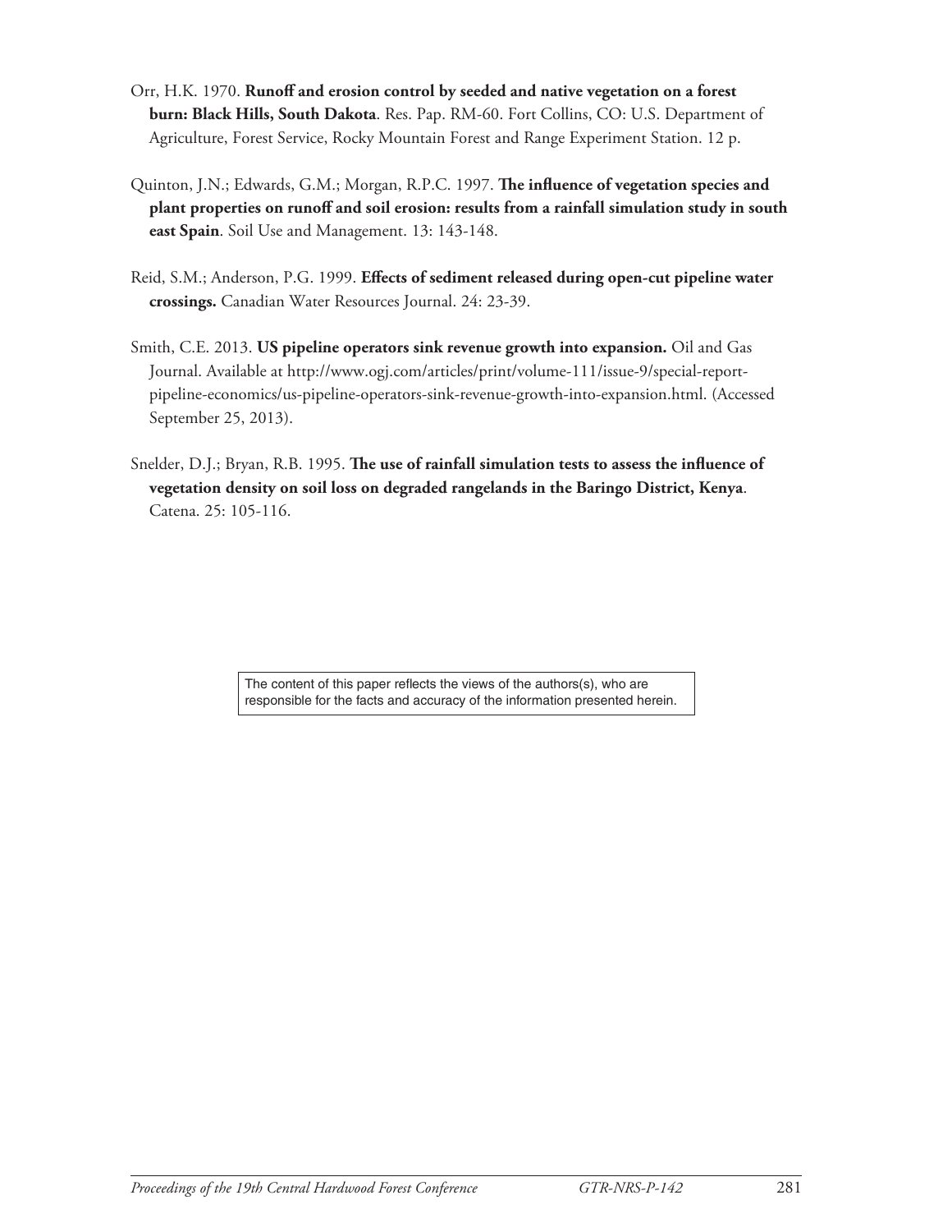Orr, H.K. 1970. **Runoff and erosion control by seeded and native vegetation on a forest burn: Black Hills, South Dakota**. Res. Pap. RM-60. Fort Collins, CO: U.S. Department of Agriculture, Forest Service, Rocky Mountain Forest and Range Experiment Station. 12 p.

Quinton, J.N.; Edwards, G.M.; Morgan, R.P.C. 1997. **The influence of vegetation species and plant properties on runoff and soil erosion: results from a rainfall simulation study in south east Spain**. Soil Use and Management. 13: 143-148.

Reid, S.M.; Anderson, P.G. 1999. **Effects of sediment released during open-cut pipeline water crossings.** Canadian Water Resources Journal. 24: 23-39.

Smith, C.E. 2013. **US pipeline operators sink revenue growth into expansion.** Oil and Gas Journal. Available at http://www.ogj.com/articles/print/volume-111/issue-9/special-report-pipeline-economics/us-pipeline-operators-sink-revenue-growth-into-expansion.html. (Accessed September 25, 2013).

Snelder, D.J.; Bryan, R.B. 1995. **The use of rainfall simulation tests to assess the influence of vegetation density on soil loss on degraded rangelands in the Baringo District, Kenya**. Catena. 25: 105-116.

The content of this paper reflects the views of the authors(s), who are responsible for the facts and accuracy of the information presented herein.